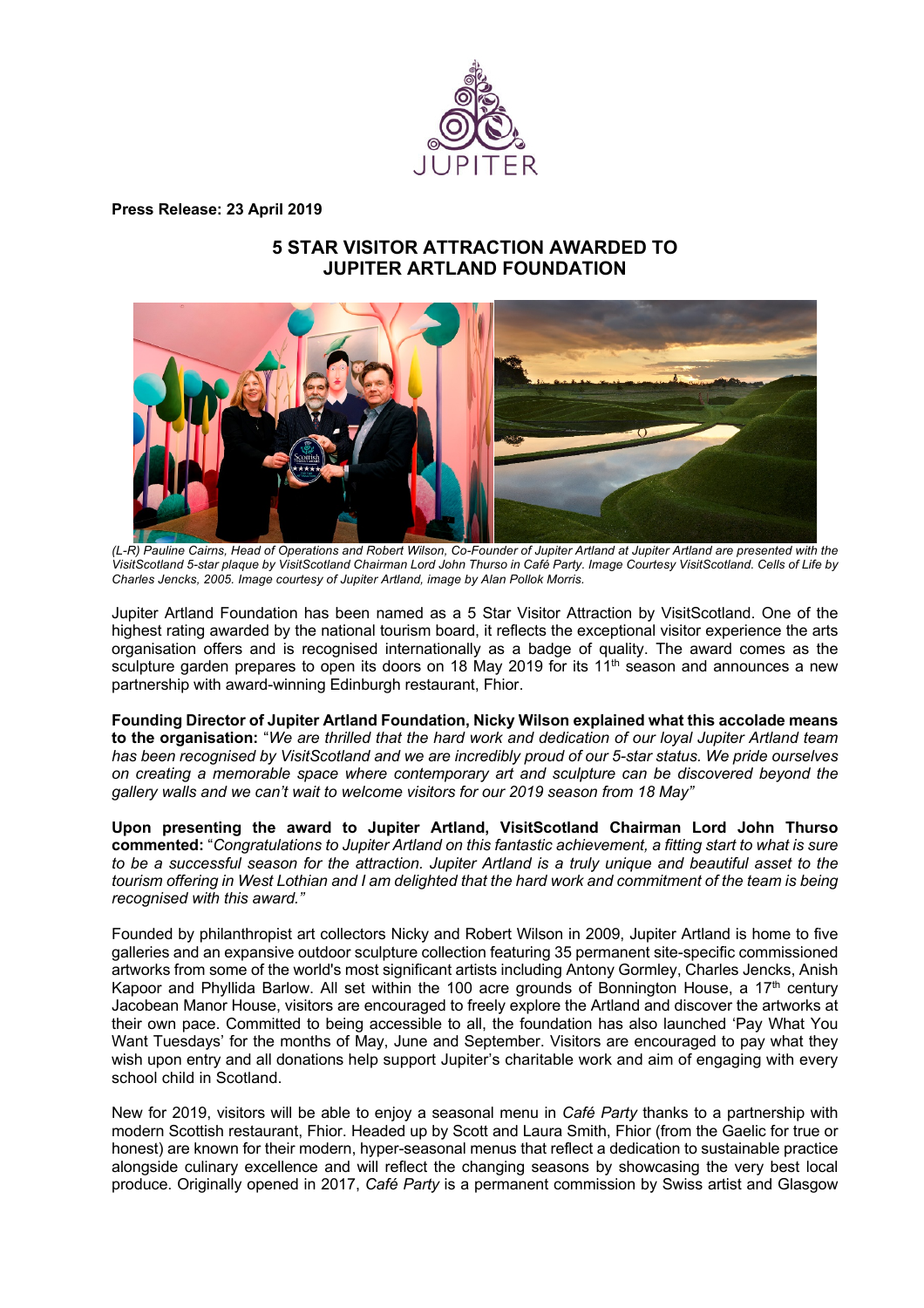JUPITER

**Press Release: 23 April 2019**

# 5 STAR VISITOR ATTRACTION AWARDED TO JUPITER ARTLAND FOUNDATION

*(L-R) Pauline Cairns, Head of Operations and Robert Wilson, Co-Founder of Jupiter Artland at Jupiter Artland are presented with the VisitScotland 5-star plaque by VisitScotland Chairman Lord John Thurso in Café Party. Image Courtesy VisitScotland. Cells of Life by Charles Jencks, 2005. Image courtesy of Jupiter Artland, image by Alan Pollok Morris.*

Jupiter Artland Foundation has been named as a 5 Star Visitor Attraction by VisitScotland. One of the highest rating awarded by the national tourism board, it reflects the exceptional visitor experience the arts organisation offers and is recognised internationally as a badge of quality. The award comes as the sculpture garden prepares to open its doors on 18 May 2019 for its 11th season and announces a new partnership with award-winning Edinburgh restaurant, Fhior.

**Founding Director of Jupiter Artland Foundation, Nicky Wilson explained what this accolade means to the organisation:** "*We are thrilled that the hard work and dedication of our loyal Jupiter Artland team has been recognised by VisitScotland and we are incredibly proud of our 5-star status. We pride ourselves on creating a memorable space where contemporary art and sculpture can be discovered beyond the gallery walls and we can't wait to welcome visitors for our 2019 season from 18 May"*

**Upon presenting the award to Jupiter Artland, VisitScotland Chairman Lord John Thurso commented:** "*Congratulations to Jupiter Artland on this fantastic achievement, a fitting start to what is sure to be a successful season for the attraction. Jupiter Artland is a truly unique and beautiful asset to the tourism offering in West Lothian and I am delighted that the hard work and commitment of the team is being recognised with this award."*

Founded by philanthropist art collectors Nicky and Robert Wilson in 2009, Jupiter Artland is home to five galleries and an expansive outdoor sculpture collection featuring 35 permanent site-specific commissioned artworks from some of the world's most significant artists including Antony Gormley, Charles Jencks, Anish Kapoor and Phyllida Barlow. All set within the 100 acre grounds of Bonnington House, a 17th century Jacobean Manor House, visitors are encouraged to freely explore the Artland and discover the artworks at their own pace. Committed to being accessible to all, the foundation has also launched 'Pay What You Want Tuesdays' for the months of May, June and September. Visitors are encouraged to pay what they wish upon entry and all donations help support Jupiter's charitable work and aim of engaging with every school child in Scotland.

New for 2019, visitors will be able to enjoy a seasonal menu in *Café Party* thanks to a partnership with modern Scottish restaurant, Fhior. Headed up by Scott and Laura Smith, Fhior (from the Gaelic for true or honest) are known for their modern, hyper-seasonal menus that reflect a dedication to sustainable practice alongside culinary excellence and will reflect the changing seasons by showcasing the very best local produce. Originally opened in 2017, *Café Party* is a permanent commission by Swiss artist and Glasgow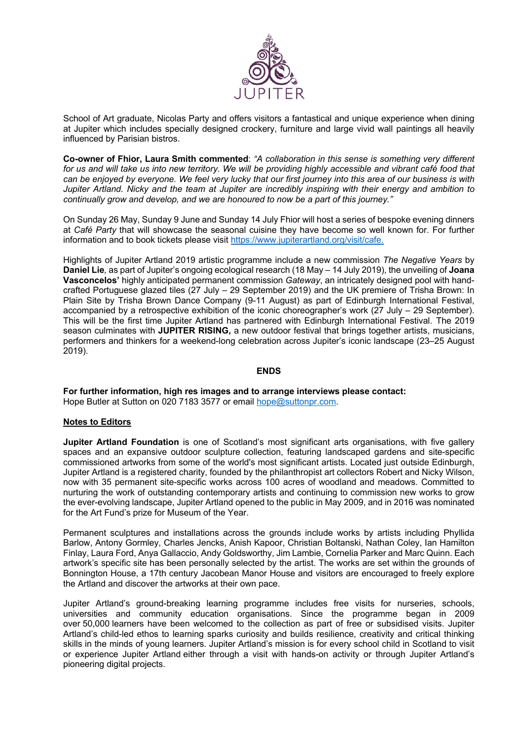School of Art graduate, Nicolas Party and offers visitors a fantastical and unique experience when dining at Jupiter which includes specially designed crockery, furniture and large vivid wall paintings all heavily influenced by Parisian bistros.

**Co-owner of Fhior, Laura Smith commented**: *"A collaboration in this sense is something very different for us and will take us into new territory. We will be providing highly accessible and vibrant café food that can be enjoyed by everyone. We feel very lucky that our first journey into this area of our business is with Jupiter Artland. Nicky and the team at Jupiter are incredibly inspiring with their energy and ambition to continually grow and develop, and we are honoured to now be a part of this journey."*

On Sunday 26 May, Sunday 9 June and Sunday 14 July Fhior will host a series of bespoke evening dinners at *Café Party* that will showcase the seasonal cuisine they have become so well known for. For further information and to book tickets please visit [https://www.jupiterartland.org/visit/cafe.](https://www.jupiterartland.org/visit/cafe)

Highlights of Jupiter Artland 2019 artistic programme include a new commission *The Negative Years* by **Daniel Lie***,* as part of Jupiter's ongoing ecological research (18 May – 14 July 2019), the unveiling of **Joana Vasconcelos'** highly anticipated permanent commission *Gateway*, an intricately designed pool with hand-crafted Portuguese glazed tiles (27 July – 29 September 2019) and the UK premiere of Trisha Brown: In Plain Site by Trisha Brown Dance Company (9-11 August) as part of Edinburgh International Festival, accompanied by a retrospective exhibition of the iconic choreographer's work (27 July – 29 September). This will be the first time Jupiter Artland has partnered with Edinburgh International Festival. The 2019 season culminates with **JUPITER RISING,** a new outdoor festival that brings together artists, musicians, performers and thinkers for a weekend-long celebration across Jupiter's iconic landscape (23–25 August 2019).

**ENDS**

**For further information, high res images and to arrange interviews please contact:**
Hope Butler at Sutton on 020 7183 3577 or email [hope@suttonpr.com](mailto:hope@suttonpr.com).

**Notes to Editors**

**Jupiter Artland Foundation** is one of Scotland's most significant arts organisations, with five gallery spaces and an expansive outdoor sculpture collection, featuring landscaped gardens and site-specific commissioned artworks from some of the world's most significant artists. Located just outside Edinburgh, Jupiter Artland is a registered charity, founded by the philanthropist art collectors Robert and Nicky Wilson, now with 35 permanent site-specific works across 100 acres of woodland and meadows. Committed to nurturing the work of outstanding contemporary artists and continuing to commission new works to grow the ever-evolving landscape, Jupiter Artland opened to the public in May 2009, and in 2016 was nominated for the Art Fund's prize for Museum of the Year.

Permanent sculptures and installations across the grounds include works by artists including Phyllida Barlow, Antony Gormley, Charles Jencks, Anish Kapoor, Christian Boltanski, Nathan Coley, Ian Hamilton Finlay, Laura Ford, Anya Gallaccio, Andy Goldsworthy, Jim Lambie, Cornelia Parker and Marc Quinn. Each artwork's specific site has been personally selected by the artist. The works are set within the grounds of Bonnington House, a 17th century Jacobean Manor House and visitors are encouraged to freely explore the Artland and discover the artworks at their own pace.

Jupiter Artland's ground-breaking learning programme includes free visits for nurseries, schools, universities and community education organisations. Since the programme began in 2009 over 50,000 learners have been welcomed to the collection as part of free or subsidised visits. Jupiter Artland's child-led ethos to learning sparks curiosity and builds resilience, creativity and critical thinking skills in the minds of young learners. Jupiter Artland's mission is for every school child in Scotland to visit or experience Jupiter Artland either through a visit with hands-on activity or through Jupiter Artland's pioneering digital projects.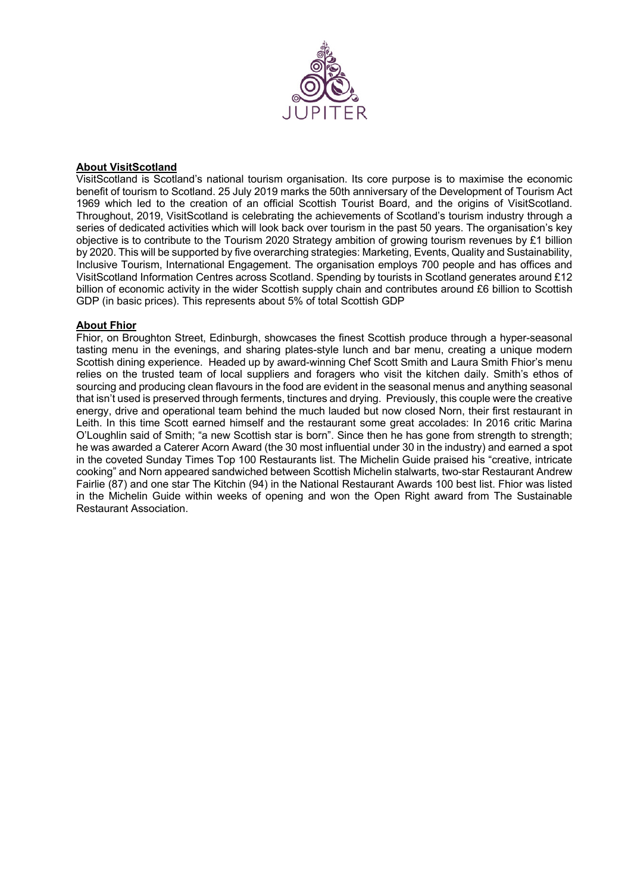**About VisitScotland**

VisitScotland is Scotland's national tourism organisation. Its core purpose is to maximise the economic benefit of tourism to Scotland. 25 July 2019 marks the 50th anniversary of the Development of Tourism Act 1969 which led to the creation of an official Scottish Tourist Board, and the origins of VisitScotland. Throughout, 2019, VisitScotland is celebrating the achievements of Scotland's tourism industry through a series of dedicated activities which will look back over tourism in the past 50 years. The organisation's key objective is to contribute to the Tourism 2020 Strategy ambition of growing tourism revenues by £1 billion by 2020. This will be supported by five overarching strategies: Marketing, Events, Quality and Sustainability, Inclusive Tourism, International Engagement. The organisation employs 700 people and has offices and VisitScotland Information Centres across Scotland. Spending by tourists in Scotland generates around £12 billion of economic activity in the wider Scottish supply chain and contributes around £6 billion to Scottish GDP (in basic prices). This represents about 5% of total Scottish GDP

**About Fhior**

Fhior, on Broughton Street, Edinburgh, showcases the finest Scottish produce through a hyper-seasonal tasting menu in the evenings, and sharing plates-style lunch and bar menu, creating a unique modern Scottish dining experience. Headed up by award-winning Chef Scott Smith and Laura Smith Fhior's menu relies on the trusted team of local suppliers and foragers who visit the kitchen daily. Smith's ethos of sourcing and producing clean flavours in the food are evident in the seasonal menus and anything seasonal that isn't used is preserved through ferments, tinctures and drying. Previously, this couple were the creative energy, drive and operational team behind the much lauded but now closed Norn, their first restaurant in Leith. In this time Scott earned himself and the restaurant some great accolades: In 2016 critic Marina O'Loughlin said of Smith; "a new Scottish star is born". Since then he has gone from strength to strength; he was awarded a Caterer Acorn Award (the 30 most influential under 30 in the industry) and earned a spot in the coveted Sunday Times Top 100 Restaurants list. The Michelin Guide praised his "creative, intricate cooking" and Norn appeared sandwiched between Scottish Michelin stalwarts, two-star Restaurant Andrew Fairlie (87) and one star The Kitchin (94) in the National Restaurant Awards 100 best list. Fhior was listed in the Michelin Guide within weeks of opening and won the Open Right award from The Sustainable Restaurant Association.